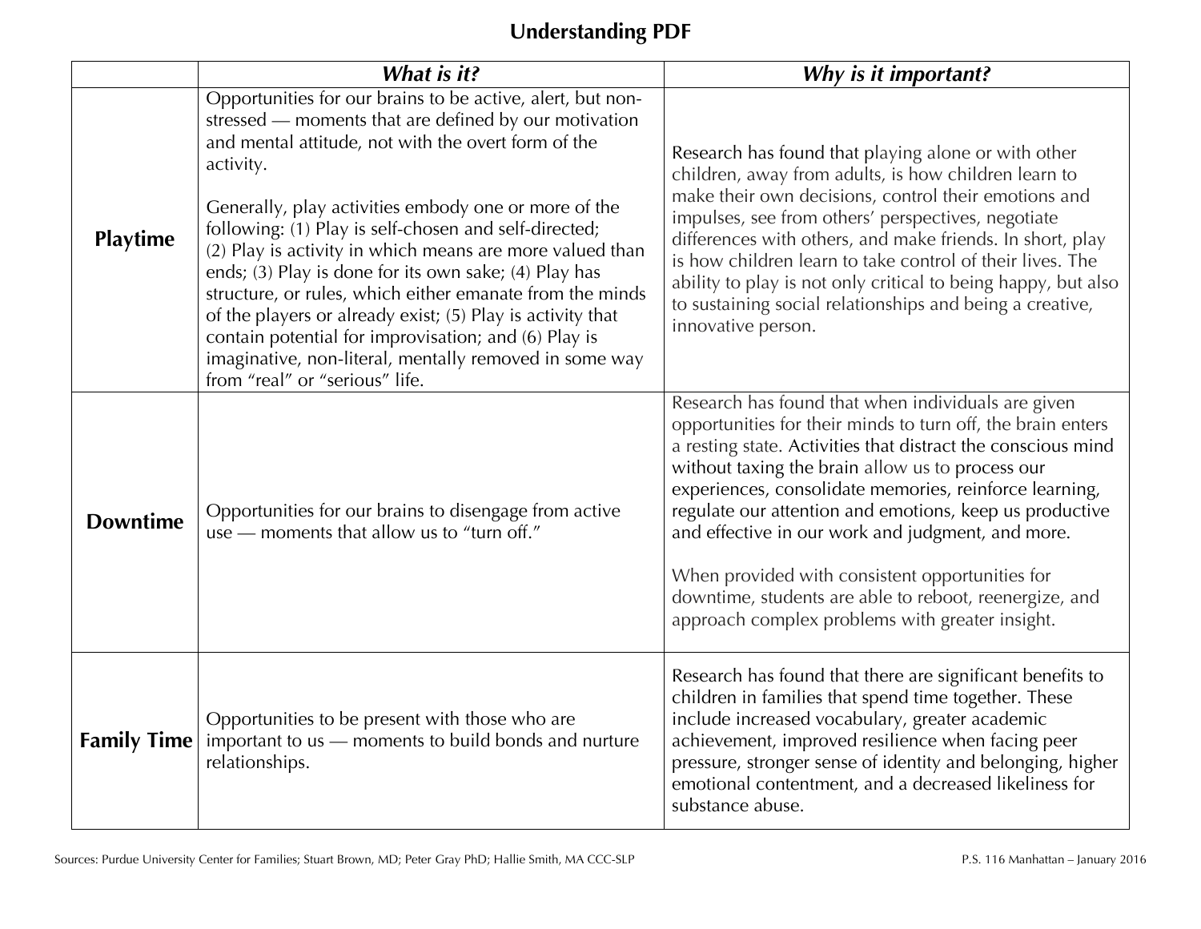# Understanding PDF

| | *What is it?* | *Why is it important?* |
|---|---|---|
| **Playtime** | Opportunities for our brains to be active, alert, but non-stressed — moments that are defined by our motivation and mental attitude, not with the overt form of the activity.<br><br>Generally, play activities embody one or more of the following: (1) Play is self-chosen and self-directed; (2) Play is activity in which means are more valued than ends; (3) Play is done for its own sake; (4) Play has structure, or rules, which either emanate from the minds of the players or already exist; (5) Play is activity that contain potential for improvisation; and (6) Play is imaginative, non-literal, mentally removed in some way from "real" or "serious" life. | Research has found that playing alone or with other children, away from adults, is how children learn to make their own decisions, control their emotions and impulses, see from others' perspectives, negotiate differences with others, and make friends. In short, play is how children learn to take control of their lives. The ability to play is not only critical to being happy, but also to sustaining social relationships and being a creative, innovative person. |
| **Downtime** | Opportunities for our brains to disengage from active use — moments that allow us to "turn off." | Research has found that when individuals are given opportunities for their minds to turn off, the brain enters a resting state. Activities that distract the conscious mind without taxing the brain allow us to process our experiences, consolidate memories, reinforce learning, regulate our attention and emotions, keep us productive and effective in our work and judgment, and more.<br><br>When provided with consistent opportunities for downtime, students are able to reboot, reenergize, and approach complex problems with greater insight. |
| **Family Time** | Opportunities to be present with those who are important to us — moments to build bonds and nurture relationships. | Research has found that there are significant benefits to children in families that spend time together. These include increased vocabulary, greater academic achievement, improved resilience when facing peer pressure, stronger sense of identity and belonging, higher emotional contentment, and a decreased likeliness for substance abuse. |

Sources: Purdue University Center for Families; Stuart Brown, MD; Peter Gray PhD; Hallie Smith, MA CCC-SLP

P.S. 116 Manhattan – January 2016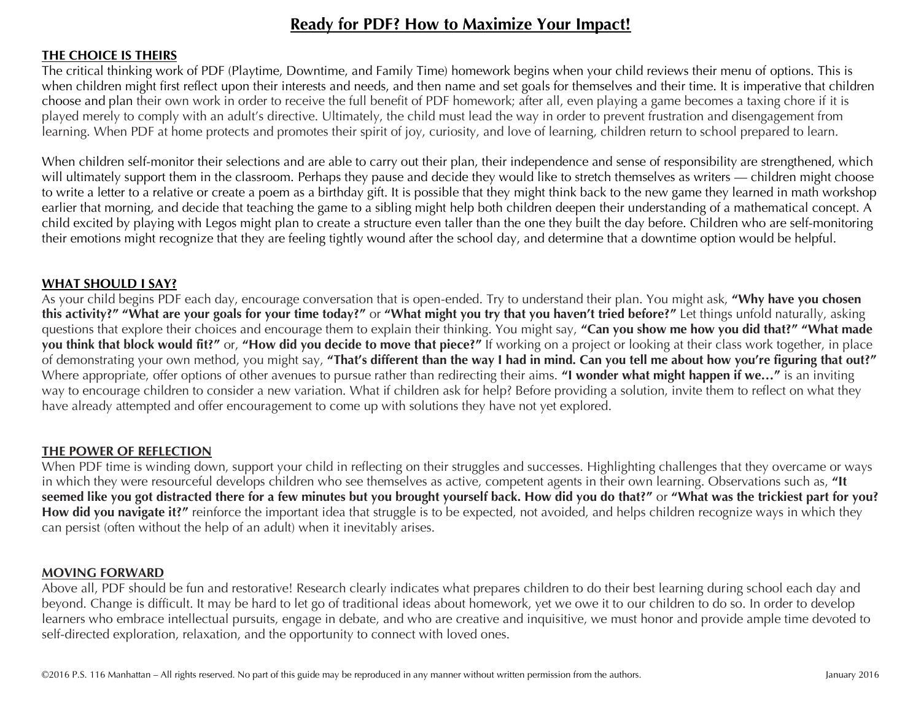# Ready for PDF? How to Maximize Your Impact!

## THE CHOICE IS THEIRS

The critical thinking work of PDF (Playtime, Downtime, and Family Time) homework begins when your child reviews their menu of options. This is when children might first reflect upon their interests and needs, and then name and set goals for themselves and their time. It is imperative that children choose and plan their own work in order to receive the full benefit of PDF homework; after all, even playing a game becomes a taxing chore if it is played merely to comply with an adult's directive. Ultimately, the child must lead the way in order to prevent frustration and disengagement from learning. When PDF at home protects and promotes their spirit of joy, curiosity, and love of learning, children return to school prepared to learn.

When children self-monitor their selections and are able to carry out their plan, their independence and sense of responsibility are strengthened, which will ultimately support them in the classroom. Perhaps they pause and decide they would like to stretch themselves as writers — children might choose to write a letter to a relative or create a poem as a birthday gift. It is possible that they might think back to the new game they learned in math workshop earlier that morning, and decide that teaching the game to a sibling might help both children deepen their understanding of a mathematical concept. A child excited by playing with Legos might plan to create a structure even taller than the one they built the day before. Children who are self-monitoring their emotions might recognize that they are feeling tightly wound after the school day, and determine that a downtime option would be helpful.

## WHAT SHOULD I SAY?

As your child begins PDF each day, encourage conversation that is open-ended. Try to understand their plan. You might ask, **"Why have you chosen this activity?" "What are your goals for your time today?"** or **"What might you try that you haven't tried before?"** Let things unfold naturally, asking questions that explore their choices and encourage them to explain their thinking. You might say, **"Can you show me how you did that?" "What made you think that block would fit?"** or, **"How did you decide to move that piece?"** If working on a project or looking at their class work together, in place of demonstrating your own method, you might say, **"That's different than the way I had in mind. Can you tell me about how you're figuring that out?"** Where appropriate, offer options of other avenues to pursue rather than redirecting their aims. **"I wonder what might happen if we…"** is an inviting way to encourage children to consider a new variation. What if children ask for help? Before providing a solution, invite them to reflect on what they have already attempted and offer encouragement to come up with solutions they have not yet explored.

## THE POWER OF REFLECTION

When PDF time is winding down, support your child in reflecting on their struggles and successes. Highlighting challenges that they overcame or ways in which they were resourceful develops children who see themselves as active, competent agents in their own learning. Observations such as, **"It seemed like you got distracted there for a few minutes but you brought yourself back. How did you do that?"** or **"What was the trickiest part for you? How did you navigate it?"** reinforce the important idea that struggle is to be expected, not avoided, and helps children recognize ways in which they can persist (often without the help of an adult) when it inevitably arises.

## MOVING FORWARD

Above all, PDF should be fun and restorative! Research clearly indicates what prepares children to do their best learning during school each day and beyond. Change is difficult. It may be hard to let go of traditional ideas about homework, yet we owe it to our children to do so. In order to develop learners who embrace intellectual pursuits, engage in debate, and who are creative and inquisitive, we must honor and provide ample time devoted to self-directed exploration, relaxation, and the opportunity to connect with loved ones.

©2016 P.S. 116 Manhattan – All rights reserved. No part of this guide may be reproduced in any manner without written permission from the authors. January 2016